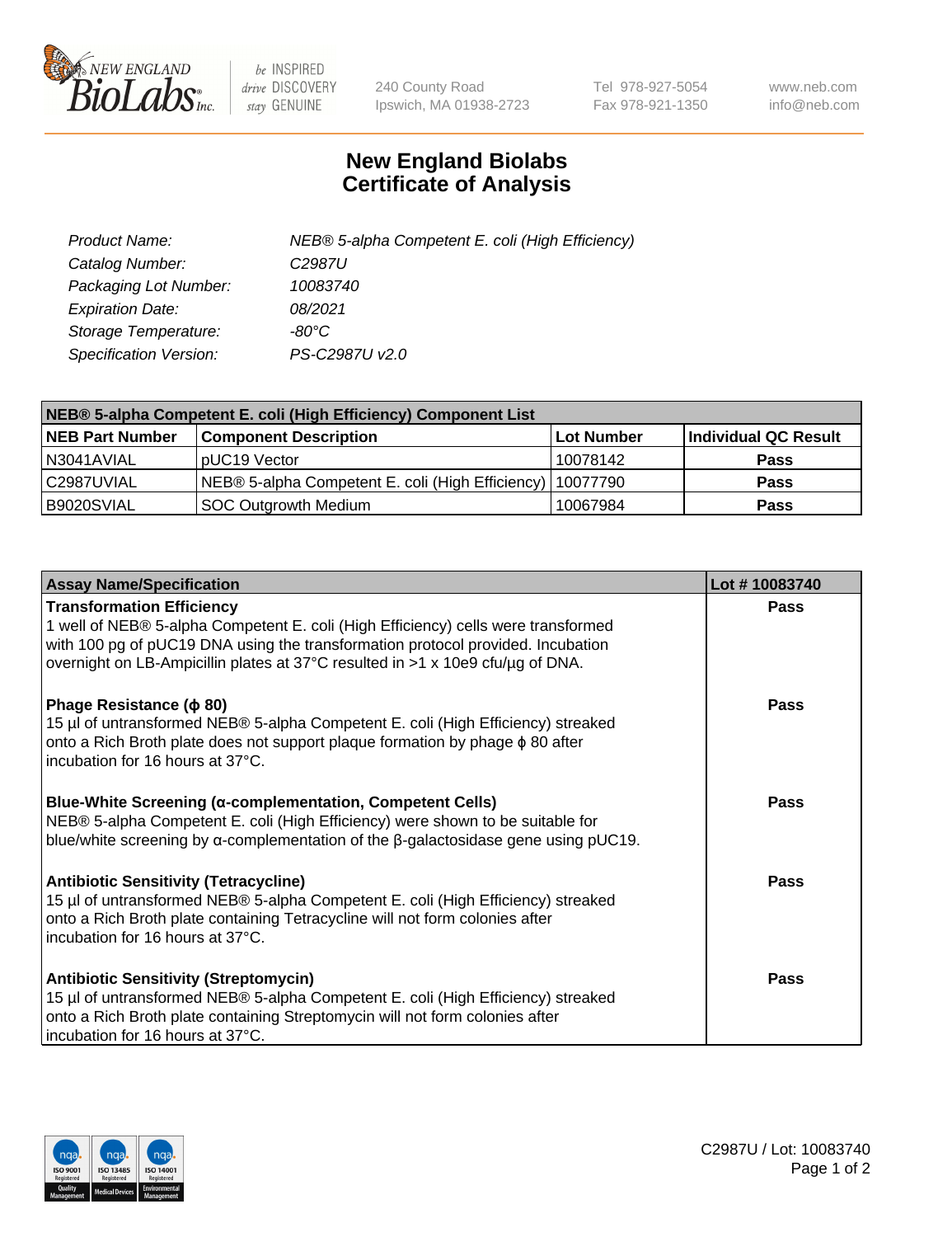# New England Biolabs Certificate of Analysis

| | |
|---|---|
| Product Name: | NEB® 5-alpha Competent E. coli (High Efficiency) |
| Catalog Number: | C2987U |
| Packaging Lot Number: | 10083740 |
| Expiration Date: | 08/2021 |
| Storage Temperature: | -80°C |
| Specification Version: | PS-C2987U v2.0 |

| NEB® 5-alpha Competent E. coli (High Efficiency) Component List | | | |
|---|---|---|---|
| **NEB Part Number** | **Component Description** | **Lot Number** | **Individual QC Result** |
| N3041AVIAL | pUC19 Vector | 10078142 | **Pass** |
| C2987UVIAL | NEB® 5-alpha Competent E. coli (High Efficiency) | 10077790 | **Pass** |
| B9020SVIAL | SOC Outgrowth Medium | 10067984 | **Pass** |

| Assay Name/Specification | Lot # 10083740 |
|---|---|
| **Transformation Efficiency**<br>1 well of NEB® 5-alpha Competent E. coli (High Efficiency) cells were transformed with 100 pg of pUC19 DNA using the transformation protocol provided. Incubation overnight on LB-Ampicillin plates at 37°C resulted in >1 x 10e9 cfu/µg of DNA. | **Pass** |
| **Phage Resistance (ϕ 80)**<br>15 µl of untransformed NEB® 5-alpha Competent E. coli (High Efficiency) streaked onto a Rich Broth plate does not support plaque formation by phage ϕ 80 after incubation for 16 hours at 37°C. | **Pass** |
| **Blue-White Screening (α-complementation, Competent Cells)**<br>NEB® 5-alpha Competent E. coli (High Efficiency) were shown to be suitable for blue/white screening by α-complementation of the β-galactosidase gene using pUC19. | **Pass** |
| **Antibiotic Sensitivity (Tetracycline)**<br>15 µl of untransformed NEB® 5-alpha Competent E. coli (High Efficiency) streaked onto a Rich Broth plate containing Tetracycline will not form colonies after incubation for 16 hours at 37°C. | **Pass** |
| **Antibiotic Sensitivity (Streptomycin)**<br>15 µl of untransformed NEB® 5-alpha Competent E. coli (High Efficiency) streaked onto a Rich Broth plate containing Streptomycin will not form colonies after incubation for 16 hours at 37°C. | **Pass** |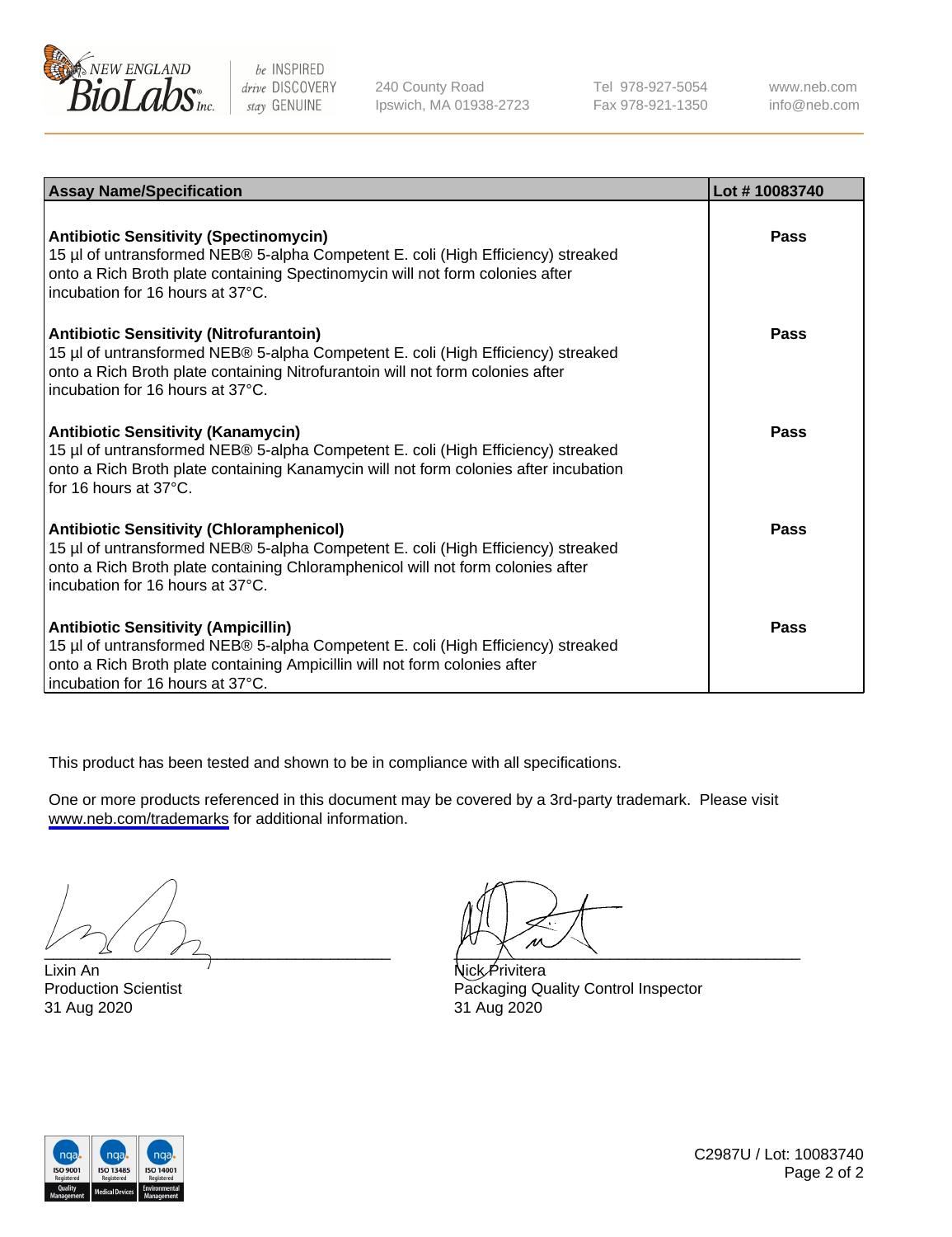| Assay Name/Specification | Lot # 10083740 |
| --- | --- |
| **Antibiotic Sensitivity (Spectinomycin)**<br>15 µl of untransformed NEB® 5-alpha Competent E. coli (High Efficiency) streaked onto a Rich Broth plate containing Spectinomycin will not form colonies after incubation for 16 hours at 37°C. | **Pass** |
| **Antibiotic Sensitivity (Nitrofurantoin)**<br>15 µl of untransformed NEB® 5-alpha Competent E. coli (High Efficiency) streaked onto a Rich Broth plate containing Nitrofurantoin will not form colonies after incubation for 16 hours at 37°C. | **Pass** |
| **Antibiotic Sensitivity (Kanamycin)**<br>15 µl of untransformed NEB® 5-alpha Competent E. coli (High Efficiency) streaked onto a Rich Broth plate containing Kanamycin will not form colonies after incubation for 16 hours at 37°C. | **Pass** |
| **Antibiotic Sensitivity (Chloramphenicol)**<br>15 µl of untransformed NEB® 5-alpha Competent E. coli (High Efficiency) streaked onto a Rich Broth plate containing Chloramphenicol will not form colonies after incubation for 16 hours at 37°C. | **Pass** |
| **Antibiotic Sensitivity (Ampicillin)**<br>15 µl of untransformed NEB® 5-alpha Competent E. coli (High Efficiency) streaked onto a Rich Broth plate containing Ampicillin will not form colonies after incubation for 16 hours at 37°C. | **Pass** |

This product has been tested and shown to be in compliance with all specifications.

One or more products referenced in this document may be covered by a 3rd-party trademark. Please visit www.neb.com/trademarks for additional information.

Lixin An
Production Scientist
31 Aug 2020

Nick Privitera
Packaging Quality Control Inspector
31 Aug 2020

C2987U / Lot: 10083740